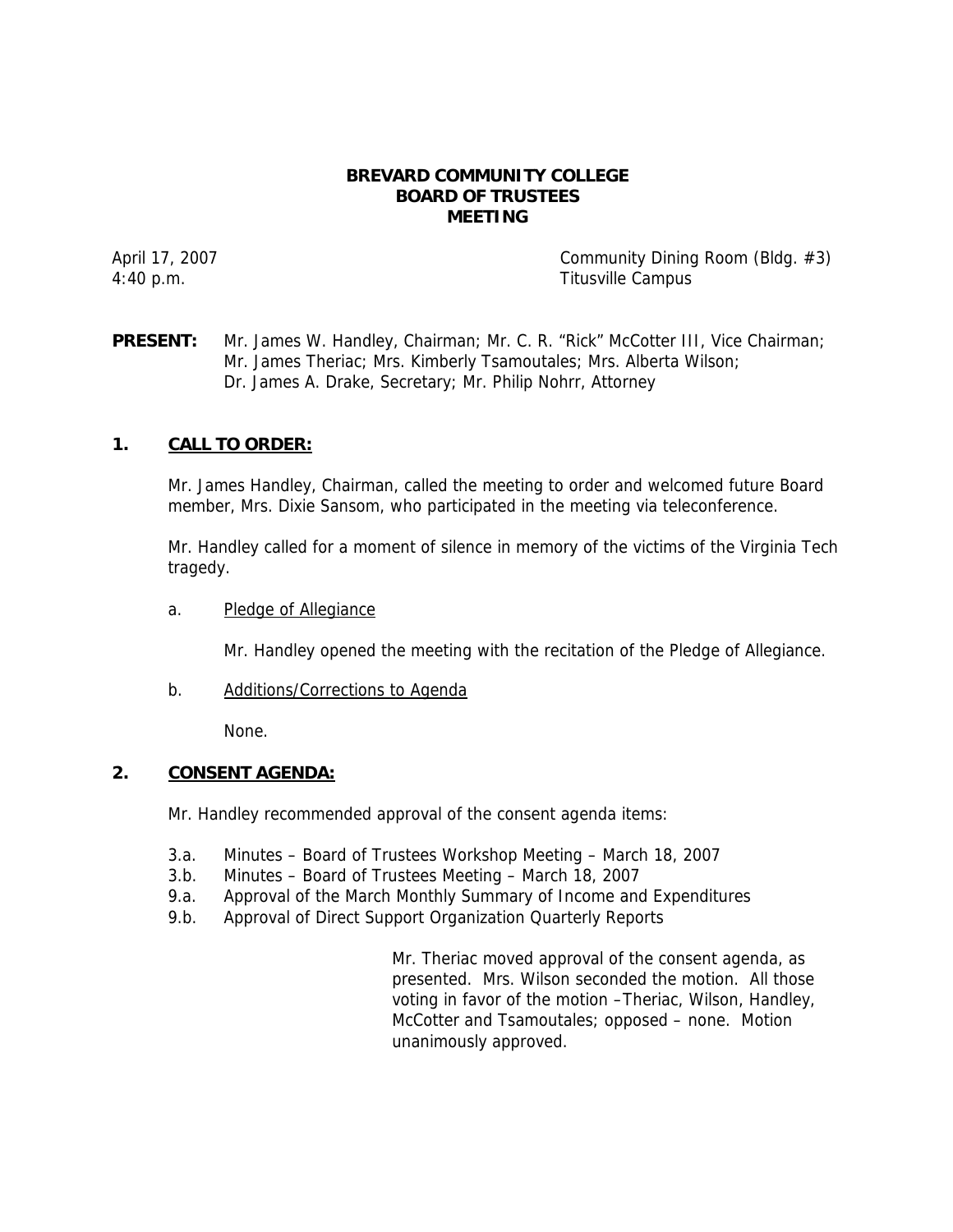# BREVARD COMMUNITY COLLEGE
# BOARD OF TRUSTEES
# MEETING

April 17, 2007 | Community Dining Room (Bldg. #3)
4:40 p.m. | Titusville Campus

**PRESENT:** Mr. James W. Handley, Chairman; Mr. C. R. "Rick" McCotter III, Vice Chairman; Mr. James Theriac; Mrs. Kimberly Tsamoutales; Mrs. Alberta Wilson; Dr. James A. Drake, Secretary; Mr. Philip Nohrr, Attorney

## 1. CALL TO ORDER:

Mr. James Handley, Chairman, called the meeting to order and welcomed future Board member, Mrs. Dixie Sansom, who participated in the meeting via teleconference.

Mr. Handley called for a moment of silence in memory of the victims of the Virginia Tech tragedy.

a. Pledge of Allegiance

Mr. Handley opened the meeting with the recitation of the Pledge of Allegiance.

b. Additions/Corrections to Agenda

None.

## 2. CONSENT AGENDA:

Mr. Handley recommended approval of the consent agenda items:

- 3.a. Minutes – Board of Trustees Workshop Meeting – March 18, 2007
- 3.b. Minutes – Board of Trustees Meeting – March 18, 2007
- 9.a. Approval of the March Monthly Summary of Income and Expenditures
- 9.b. Approval of Direct Support Organization Quarterly Reports

Mr. Theriac moved approval of the consent agenda, as presented. Mrs. Wilson seconded the motion. All those voting in favor of the motion –Theriac, Wilson, Handley, McCotter and Tsamoutales; opposed – none. Motion unanimously approved.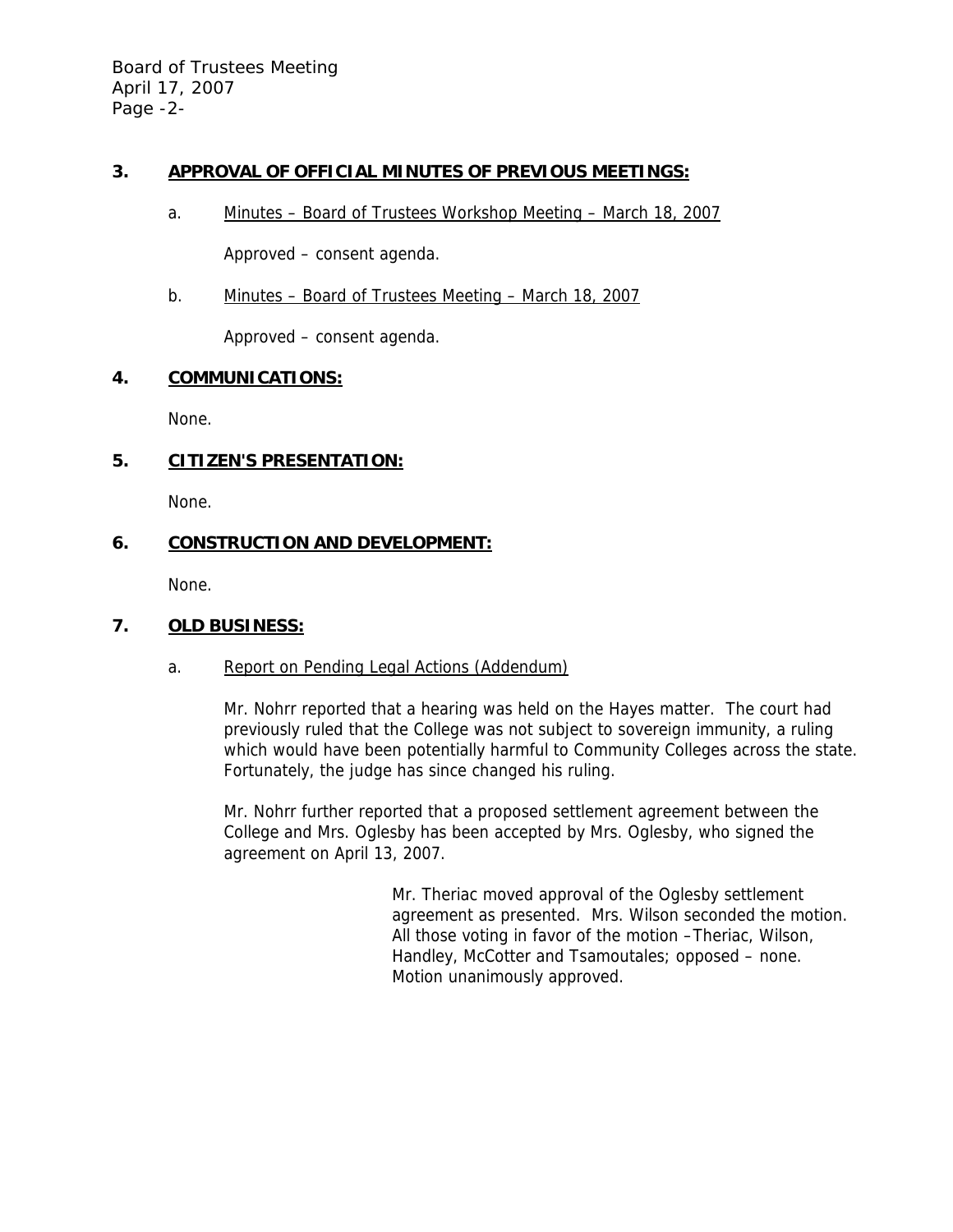## 3. APPROVAL OF OFFICIAL MINUTES OF PREVIOUS MEETINGS:

a. Minutes – Board of Trustees Workshop Meeting – March 18, 2007

Approved – consent agenda.

b. Minutes – Board of Trustees Meeting – March 18, 2007

Approved – consent agenda.

## 4. COMMUNICATIONS:

None.

## 5. CITIZEN'S PRESENTATION:

None.

## 6. CONSTRUCTION AND DEVELOPMENT:

None.

## 7. OLD BUSINESS:

a. Report on Pending Legal Actions (Addendum)

Mr. Nohrr reported that a hearing was held on the Hayes matter. The court had previously ruled that the College was not subject to sovereign immunity, a ruling which would have been potentially harmful to Community Colleges across the state. Fortunately, the judge has since changed his ruling.

Mr. Nohrr further reported that a proposed settlement agreement between the College and Mrs. Oglesby has been accepted by Mrs. Oglesby, who signed the agreement on April 13, 2007.

> Mr. Theriac moved approval of the Oglesby settlement agreement as presented. Mrs. Wilson seconded the motion. All those voting in favor of the motion –Theriac, Wilson, Handley, McCotter and Tsamoutales; opposed – none. Motion unanimously approved.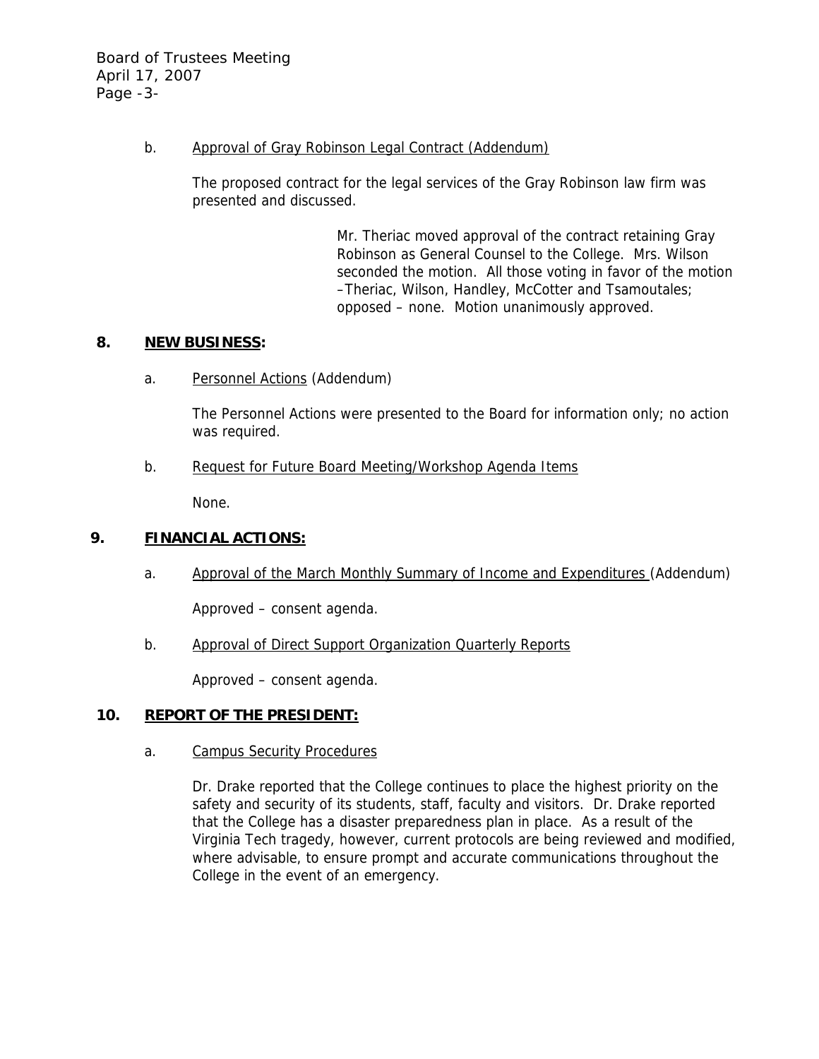b. <u>Approval of Gray Robinson Legal Contract (Addendum)</u>

The proposed contract for the legal services of the Gray Robinson law firm was presented and discussed.

> Mr. Theriac moved approval of the contract retaining Gray Robinson as General Counsel to the College. Mrs. Wilson seconded the motion. All those voting in favor of the motion –Theriac, Wilson, Handley, McCotter and Tsamoutales; opposed – none. Motion unanimously approved.

## 8. <u>NEW BUSINESS</u>:

a. <u>Personnel Actions</u> (Addendum)

The Personnel Actions were presented to the Board for information only; no action was required.

b. <u>Request for Future Board Meeting/Workshop Agenda Items</u>

None.

## 9. <u>FINANCIAL ACTIONS:</u>

a. <u>Approval of the March Monthly Summary of Income and Expenditures</u> (Addendum)

Approved – consent agenda.

b. <u>Approval of Direct Support Organization Quarterly Reports</u>

Approved – consent agenda.

## 10. <u>REPORT OF THE PRESIDENT:</u>

a. <u>Campus Security Procedures</u>

Dr. Drake reported that the College continues to place the highest priority on the safety and security of its students, staff, faculty and visitors. Dr. Drake reported that the College has a disaster preparedness plan in place. As a result of the Virginia Tech tragedy, however, current protocols are being reviewed and modified, where advisable, to ensure prompt and accurate communications throughout the College in the event of an emergency.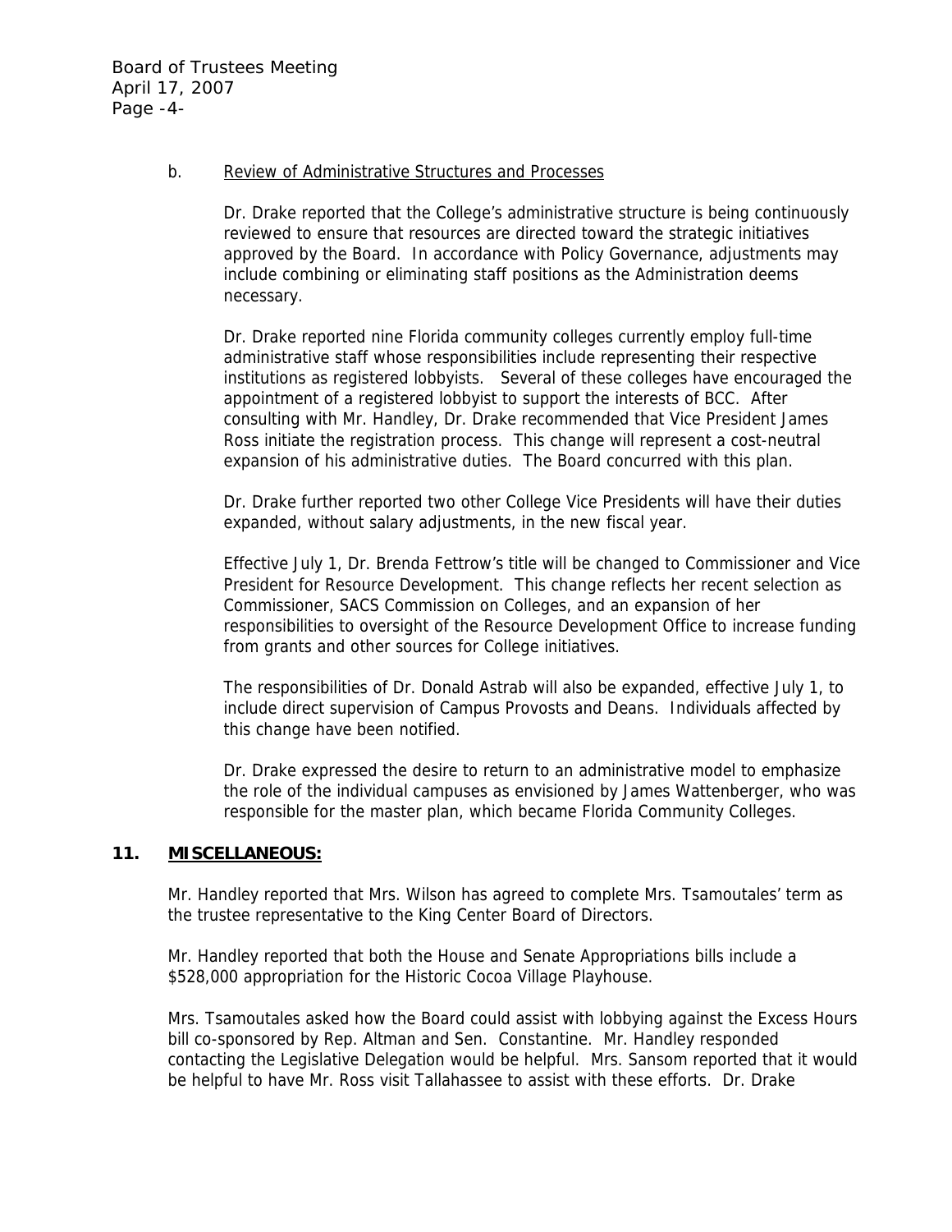b. <u>Review of Administrative Structures and Processes</u>

Dr. Drake reported that the College's administrative structure is being continuously reviewed to ensure that resources are directed toward the strategic initiatives approved by the Board. In accordance with Policy Governance, adjustments may include combining or eliminating staff positions as the Administration deems necessary.

Dr. Drake reported nine Florida community colleges currently employ full-time administrative staff whose responsibilities include representing their respective institutions as registered lobbyists. Several of these colleges have encouraged the appointment of a registered lobbyist to support the interests of BCC. After consulting with Mr. Handley, Dr. Drake recommended that Vice President James Ross initiate the registration process. This change will represent a cost-neutral expansion of his administrative duties. The Board concurred with this plan.

Dr. Drake further reported two other College Vice Presidents will have their duties expanded, without salary adjustments, in the new fiscal year.

Effective July 1, Dr. Brenda Fettrow's title will be changed to Commissioner and Vice President for Resource Development. This change reflects her recent selection as Commissioner, SACS Commission on Colleges, and an expansion of her responsibilities to oversight of the Resource Development Office to increase funding from grants and other sources for College initiatives.

The responsibilities of Dr. Donald Astrab will also be expanded, effective July 1, to include direct supervision of Campus Provosts and Deans. Individuals affected by this change have been notified.

Dr. Drake expressed the desire to return to an administrative model to emphasize the role of the individual campuses as envisioned by James Wattenberger, who was responsible for the master plan, which became Florida Community Colleges.

## 11. MISCELLANEOUS:

Mr. Handley reported that Mrs. Wilson has agreed to complete Mrs. Tsamoutales' term as the trustee representative to the King Center Board of Directors.

Mr. Handley reported that both the House and Senate Appropriations bills include a $528,000 appropriation for the Historic Cocoa Village Playhouse.

Mrs. Tsamoutales asked how the Board could assist with lobbying against the Excess Hours bill co-sponsored by Rep. Altman and Sen. Constantine. Mr. Handley responded contacting the Legislative Delegation would be helpful. Mrs. Sansom reported that it would be helpful to have Mr. Ross visit Tallahassee to assist with these efforts. Dr. Drake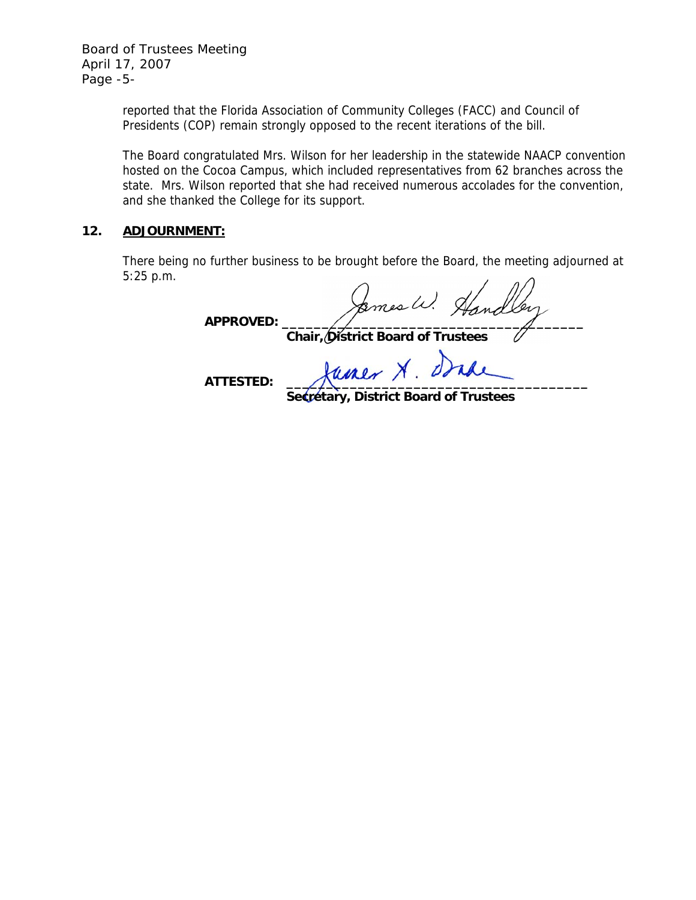reported that the Florida Association of Community Colleges (FACC) and Council of Presidents (COP) remain strongly opposed to the recent iterations of the bill.

The Board congratulated Mrs. Wilson for her leadership in the statewide NAACP convention hosted on the Cocoa Campus, which included representatives from 62 branches across the state. Mrs. Wilson reported that she had received numerous accolades for the convention, and she thanked the College for its support.

## 12. ADJOURNMENT:

There being no further business to be brought before the Board, the meeting adjourned at 5:25 p.m.

**APPROVED:** James W. Handley
**Chair, District Board of Trustees**

**ATTESTED:** James X. Drake
**Secretary, District Board of Trustees**